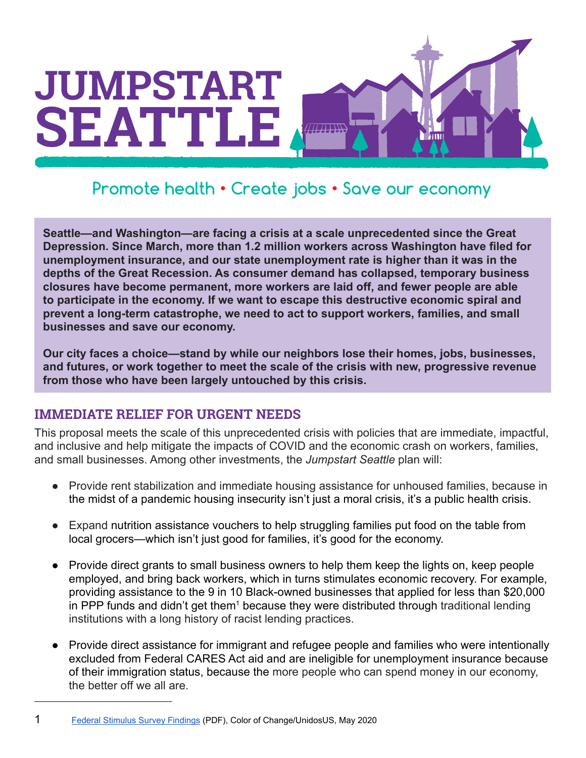# JUMPSTART SEATTLE

Promote health • Create jobs • Save our economy

**Seattle—and Washington—are facing a crisis at a scale unprecedented since the Great Depression. Since March, more than 1.2 million workers across Washington have filed for unemployment insurance, and our state unemployment rate is higher than it was in the depths of the Great Recession. As consumer demand has collapsed, temporary business closures have become permanent, more workers are laid off, and fewer people are able to participate in the economy. If we want to escape this destructive economic spiral and prevent a long-term catastrophe, we need to act to support workers, families, and small businesses and save our economy.**

**Our city faces a choice—stand by while our neighbors lose their homes, jobs, businesses, and futures, or work together to meet the scale of the crisis with new, progressive revenue from those who have been largely untouched by this crisis.**

## IMMEDIATE RELIEF FOR URGENT NEEDS

This proposal meets the scale of this unprecedented crisis with policies that are immediate, impactful, and inclusive and help mitigate the impacts of COVID and the economic crash on workers, families, and small businesses. Among other investments, the *Jumpstart Seattle* plan will:

- Provide rent stabilization and immediate housing assistance for unhoused families, because in the midst of a pandemic housing insecurity isn't just a moral crisis, it's a public health crisis.
- Expand nutrition assistance vouchers to help struggling families put food on the table from local grocers—which isn't just good for families, it's good for the economy.
- Provide direct grants to small business owners to help them keep the lights on, keep people employed, and bring back workers, which in turns stimulates economic recovery. For example, providing assistance to the 9 in 10 Black-owned businesses that applied for less than $20,000 in PPP funds and didn't get them[1] because they were distributed through traditional lending institutions with a long history of racist lending practices.
- Provide direct assistance for immigrant and refugee people and families who were intentionally excluded from Federal CARES Act aid and are ineligible for unemployment insurance because of their immigration status, because the more people who can spend money in our economy, the better off we all are.

---

1 Federal Stimulus Survey Findings (PDF), Color of Change/UnidosUS, May 2020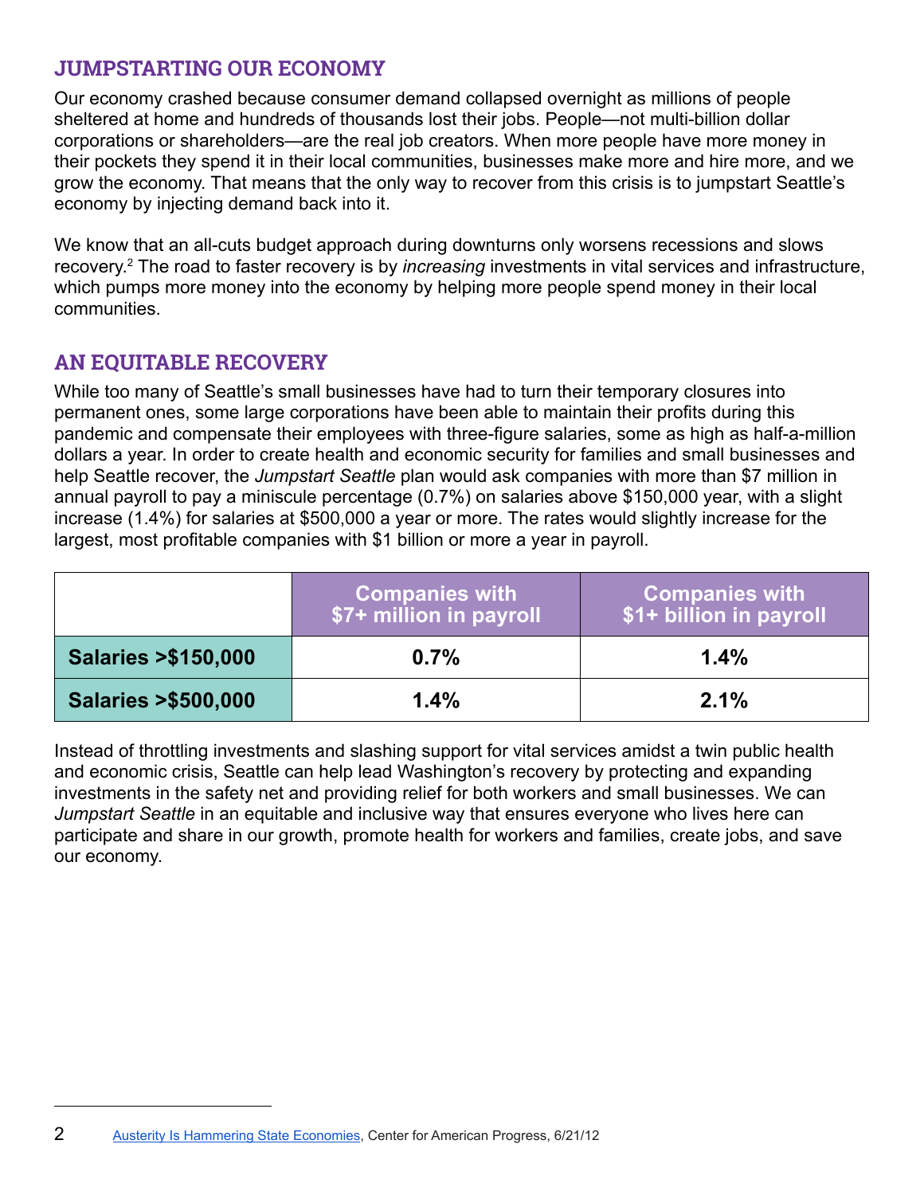## JUMPSTARTING OUR ECONOMY

Our economy crashed because consumer demand collapsed overnight as millions of people sheltered at home and hundreds of thousands lost their jobs. People—not multi-billion dollar corporations or shareholders—are the real job creators. When more people have more money in their pockets they spend it in their local communities, businesses make more and hire more, and we grow the economy. That means that the only way to recover from this crisis is to jumpstart Seattle's economy by injecting demand back into it.

We know that an all-cuts budget approach during downturns only worsens recessions and slows recovery.[2] The road to faster recovery is by *increasing* investments in vital services and infrastructure, which pumps more money into the economy by helping more people spend money in their local communities.

## AN EQUITABLE RECOVERY

While too many of Seattle's small businesses have had to turn their temporary closures into permanent ones, some large corporations have been able to maintain their profits during this pandemic and compensate their employees with three-figure salaries, some as high as half-a-million dollars a year. In order to create health and economic security for families and small businesses and help Seattle recover, the *Jumpstart Seattle* plan would ask companies with more than $7 million in annual payroll to pay a miniscule percentage (0.7%) on salaries above $150,000 year, with a slight increase (1.4%) for salaries at $500,000 a year or more. The rates would slightly increase for the largest, most profitable companies with $1 billion or more a year in payroll.

| | Companies with $7+ million in payroll | Companies with $1+ billion in payroll |
|---|---|---|
| **Salaries >$150,000** | **0.7%** | **1.4%** |
| **Salaries >$500,000** | **1.4%** | **2.1%** |

Instead of throttling investments and slashing support for vital services amidst a twin public health and economic crisis, Seattle can help lead Washington's recovery by protecting and expanding investments in the safety net and providing relief for both workers and small businesses. We can *Jumpstart Seattle* in an equitable and inclusive way that ensures everyone who lives here can participate and share in our growth, promote health for workers and families, create jobs, and save our economy.

---

2 [Austerity Is Hammering State Economies](), Center for American Progress, 6/21/12